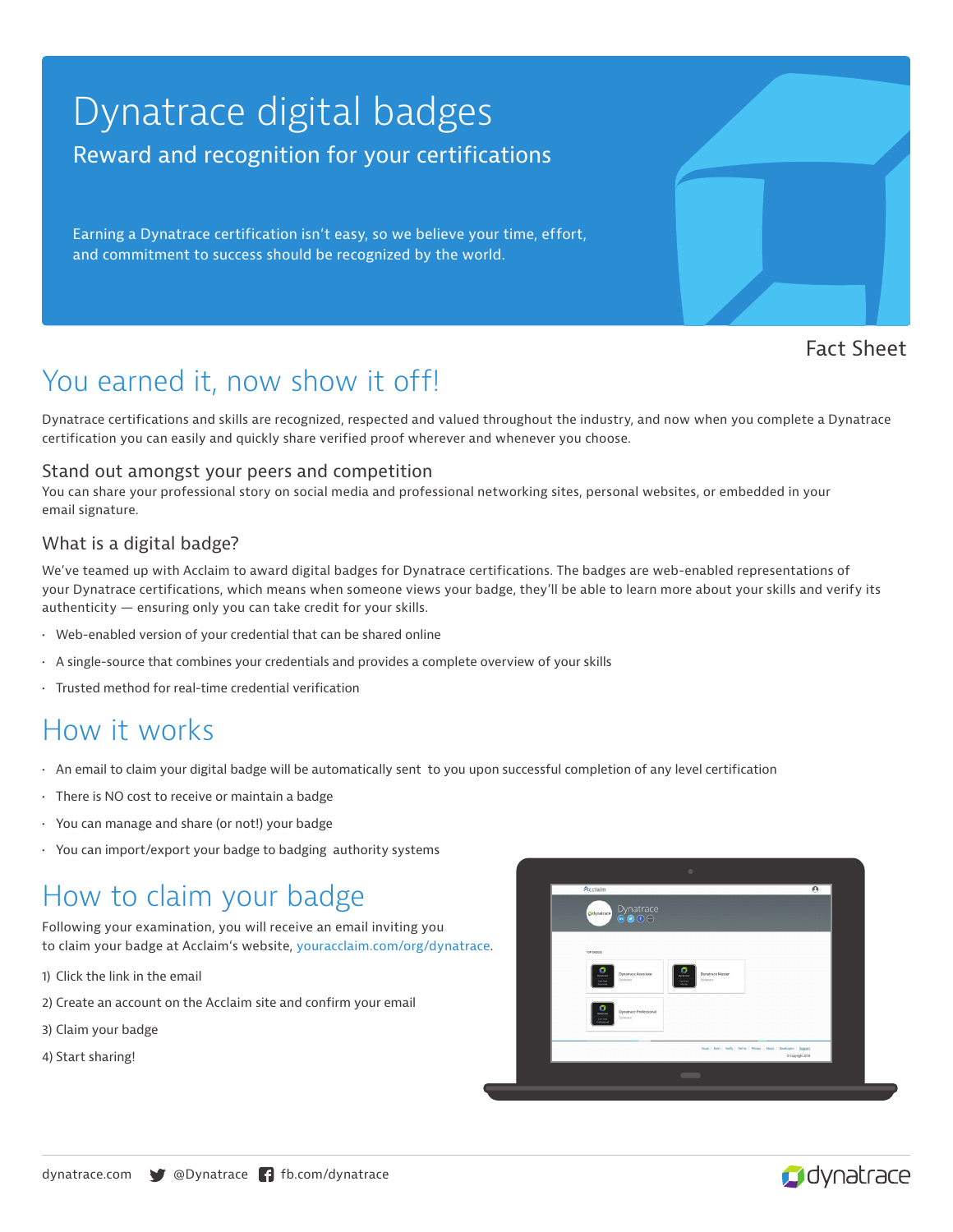# Dynatrace digital badges

Reward and recognition for your certifications

Earning a Dynatrace certification isn't easy, so we believe your time, effort, and commitment to success should be recognized by the world.

Fact Sheet

## You earned it, now show it off!

Dynatrace certifications and skills are recognized, respected and valued throughout the industry, and now when you complete a Dynatrace certification you can easily and quickly share verified proof wherever and whenever you choose.

### Stand out amongst your peers and competition

You can share your professional story on social media and professional networking sites, personal websites, or embedded in your email signature.

### What is a digital badge?

We've teamed up with Acclaim to award digital badges for Dynatrace certifications. The badges are web-enabled representations of your Dynatrace certifications, which means when someone views your badge, they'll be able to learn more about your skills and verify its authenticity — ensuring only you can take credit for your skills.

- Web-enabled version of your credential that can be shared online
- A single-source that combines your credentials and provides a complete overview of your skills
- Trusted method for real-time credential verification

## How it works

- An email to claim your digital badge will be automatically sent to you upon successful completion of any level certification
- There is NO cost to receive or maintain a badge
- You can manage and share (or not!) your badge
- You can import/export your badge to badging authority systems

## How to claim your badge

Following your examination, you will receive an email inviting you to claim your badge at Acclaim's website, youracclaim.com/org/dynatrace.

1) Click the link in the email

2) Create an account on the Acclaim site and confirm your email

3) Claim your badge

4) Start sharing!

dynatrace.com @Dynatrace fb.com/dynatrace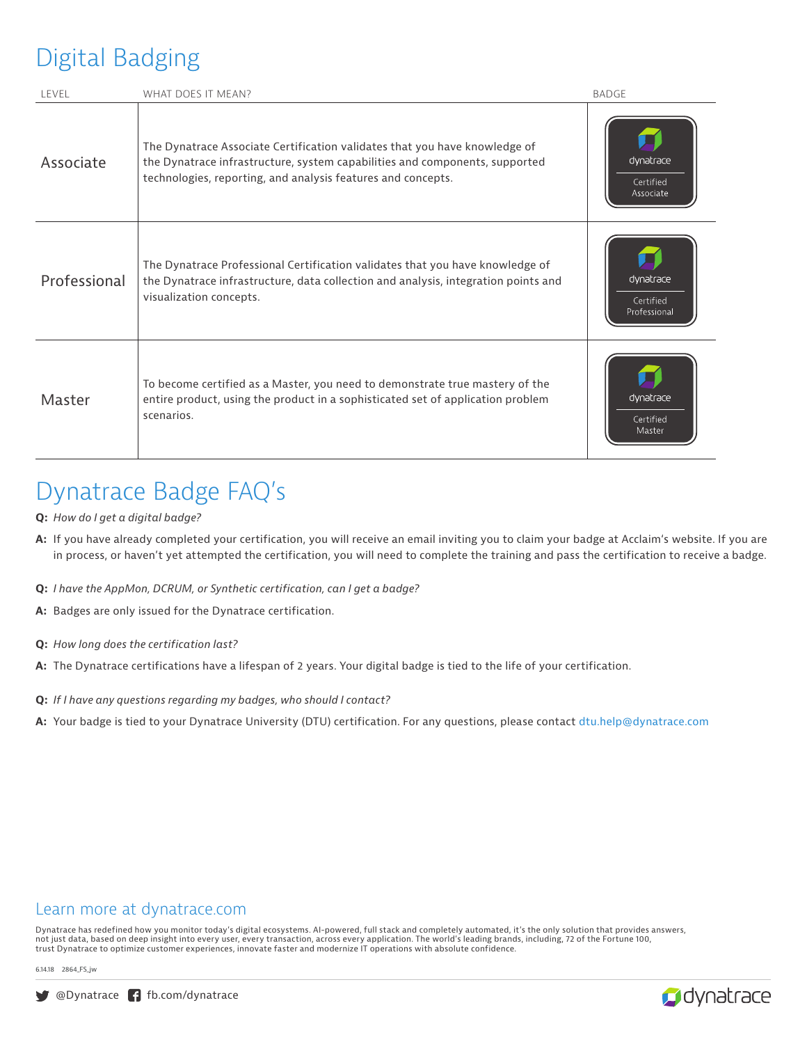# Digital Badging

| LEVEL | WHAT DOES IT MEAN? | BADGE |
|---|---|---|
| Associate | The Dynatrace Associate Certification validates that you have knowledge of the Dynatrace infrastructure, system capabilities and components, supported technologies, reporting, and analysis features and concepts. | dynatrace Certified Associate |
| Professional | The Dynatrace Professional Certification validates that you have knowledge of the Dynatrace infrastructure, data collection and analysis, integration points and visualization concepts. | dynatrace Certified Professional |
| Master | To become certified as a Master, you need to demonstrate true mastery of the entire product, using the product in a sophisticated set of application problem scenarios. | dynatrace Certified Master |

# Dynatrace Badge FAQ's

**Q:** *How do I get a digital badge?*

**A:** If you have already completed your certification, you will receive an email inviting you to claim your badge at Acclaim's website. If you are in process, or haven't yet attempted the certification, you will need to complete the training and pass the certification to receive a badge.

**Q:** *I have the AppMon, DCRUM, or Synthetic certification, can I get a badge?*

**A:** Badges are only issued for the Dynatrace certification.

**Q:** *How long does the certification last?*

**A:** The Dynatrace certifications have a lifespan of 2 years. Your digital badge is tied to the life of your certification.

**Q:** *If I have any questions regarding my badges, who should I contact?*

**A:** Your badge is tied to your Dynatrace University (DTU) certification. For any questions, please contact dtu.help@dynatrace.com

## Learn more at dynatrace.com

Dynatrace has redefined how you monitor today's digital ecosystems. AI-powered, full stack and completely automated, it's the only solution that provides answers, not just data, based on deep insight into every user, every transaction, across every application. The world's leading brands, including, 72 of the Fortune 100, trust Dynatrace to optimize customer experiences, innovate faster and modernize IT operations with absolute confidence.

6.14.18 2864_FS_jw

@Dynatrace fb.com/dynatrace

dynatrace